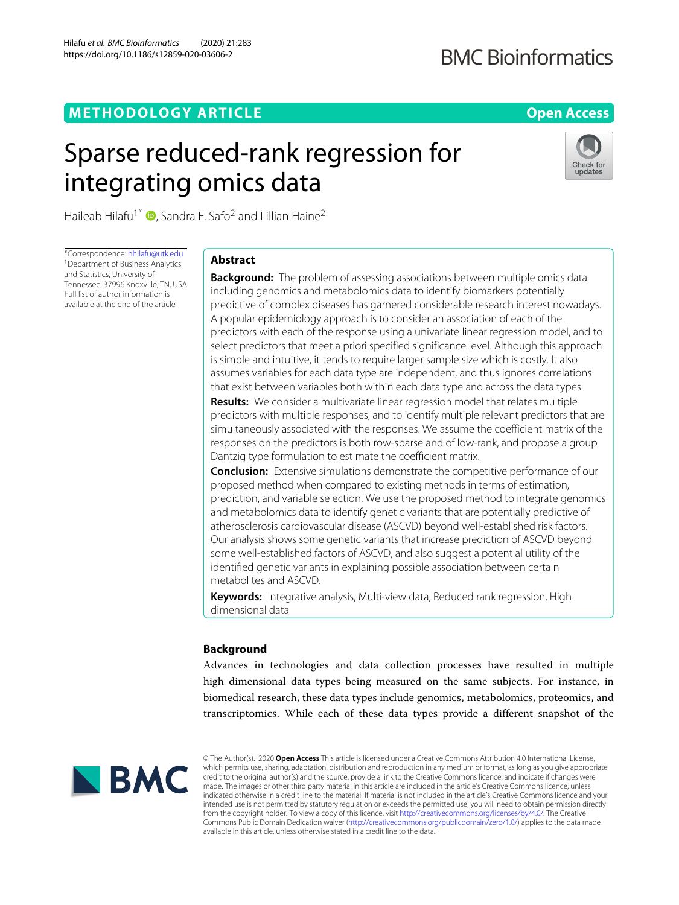METHODOLOGY ARTICLE

Open Access

# Sparse reduced-rank regression for integrating omics data

Haileab Hilafu[1*], Sandra E. Safo[2] and Lillian Haine[2]

*Correspondence: hhilafu@utk.edu
[1]Department of Business Analytics and Statistics, University of Tennessee, 37996 Knoxville, TN, USA
Full list of author information is available at the end of the article

## Abstract

**Background:** The problem of assessing associations between multiple omics data including genomics and metabolomics data to identify biomarkers potentially predictive of complex diseases has garnered considerable research interest nowadays. A popular epidemiology approach is to consider an association of each of the predictors with each of the response using a univariate linear regression model, and to select predictors that meet a priori specified significance level. Although this approach is simple and intuitive, it tends to require larger sample size which is costly. It also assumes variables for each data type are independent, and thus ignores correlations that exist between variables both within each data type and across the data types.

**Results:** We consider a multivariate linear regression model that relates multiple predictors with multiple responses, and to identify multiple relevant predictors that are simultaneously associated with the responses. We assume the coefficient matrix of the responses on the predictors is both row-sparse and of low-rank, and propose a group Dantzig type formulation to estimate the coefficient matrix.

**Conclusion:** Extensive simulations demonstrate the competitive performance of our proposed method when compared to existing methods in terms of estimation, prediction, and variable selection. We use the proposed method to integrate genomics and metabolomics data to identify genetic variants that are potentially predictive of atherosclerosis cardiovascular disease (ASCVD) beyond well-established risk factors. Our analysis shows some genetic variants that increase prediction of ASCVD beyond some well-established factors of ASCVD, and also suggest a potential utility of the identified genetic variants in explaining possible association between certain metabolites and ASCVD.

**Keywords:** Integrative analysis, Multi-view data, Reduced rank regression, High dimensional data

## Background

Advances in technologies and data collection processes have resulted in multiple high dimensional data types being measured on the same subjects. For instance, in biomedical research, these data types include genomics, metabolomics, proteomics, and transcriptomics. While each of these data types provide a different snapshot of the

© The Author(s). 2020 **Open Access** This article is licensed under a Creative Commons Attribution 4.0 International License, which permits use, sharing, adaptation, distribution and reproduction in any medium or format, as long as you give appropriate credit to the original author(s) and the source, provide a link to the Creative Commons licence, and indicate if changes were made. The images or other third party material in this article are included in the article's Creative Commons licence, unless indicated otherwise in a credit line to the material. If material is not included in the article's Creative Commons licence and your intended use is not permitted by statutory regulation or exceeds the permitted use, you will need to obtain permission directly from the copyright holder. To view a copy of this licence, visit http://creativecommons.org/licenses/by/4.0/. The Creative Commons Public Domain Dedication waiver (http://creativecommons.org/publicdomain/zero/1.0/) applies to the data made available in this article, unless otherwise stated in a credit line to the data.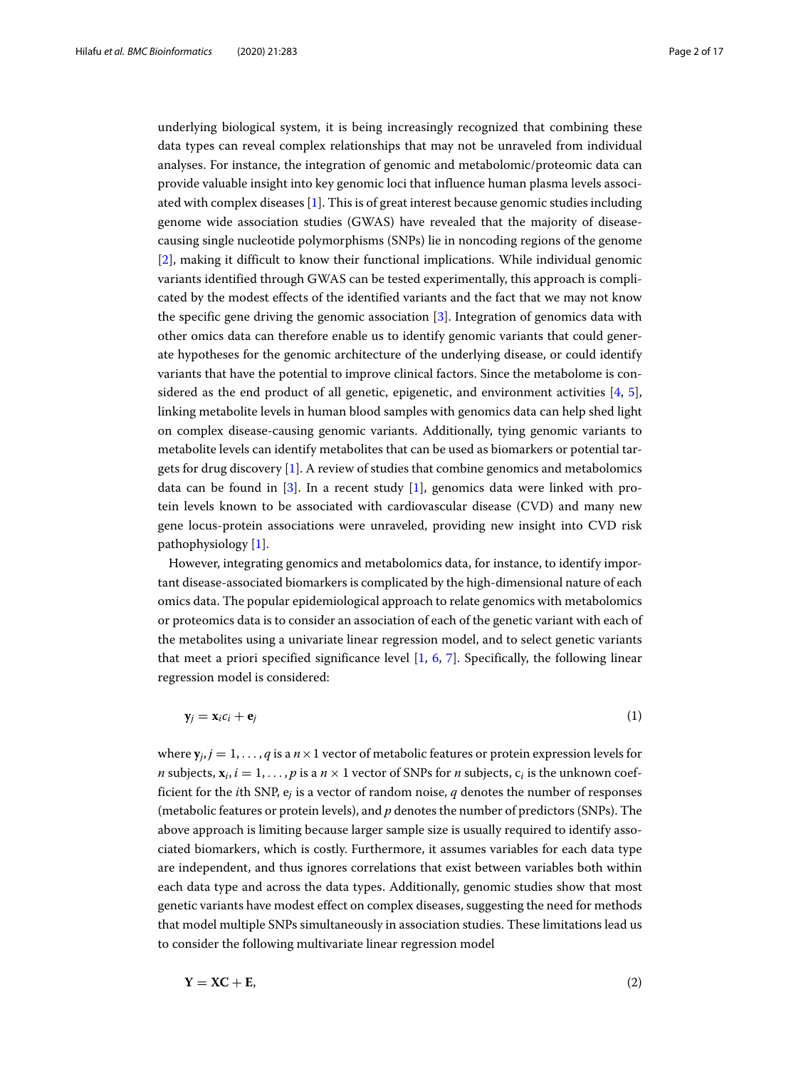underlying biological system, it is being increasingly recognized that combining these data types can reveal complex relationships that may not be unraveled from individual analyses. For instance, the integration of genomic and metabolomic/proteomic data can provide valuable insight into key genomic loci that influence human plasma levels associated with complex diseases [1]. This is of great interest because genomic studies including genome wide association studies (GWAS) have revealed that the majority of disease-causing single nucleotide polymorphisms (SNPs) lie in noncoding regions of the genome [2], making it difficult to know their functional implications. While individual genomic variants identified through GWAS can be tested experimentally, this approach is complicated by the modest effects of the identified variants and the fact that we may not know the specific gene driving the genomic association [3]. Integration of genomics data with other omics data can therefore enable us to identify genomic variants that could generate hypotheses for the genomic architecture of the underlying disease, or could identify variants that have the potential to improve clinical factors. Since the metabolome is considered as the end product of all genetic, epigenetic, and environment activities [4, 5], linking metabolite levels in human blood samples with genomics data can help shed light on complex disease-causing genomic variants. Additionally, tying genomic variants to metabolite levels can identify metabolites that can be used as biomarkers or potential targets for drug discovery [1]. A review of studies that combine genomics and metabolomics data can be found in [3]. In a recent study [1], genomics data were linked with protein levels known to be associated with cardiovascular disease (CVD) and many new gene locus-protein associations were unraveled, providing new insight into CVD risk pathophysiology [1].

However, integrating genomics and metabolomics data, for instance, to identify important disease-associated biomarkers is complicated by the high-dimensional nature of each omics data. The popular epidemiological approach to relate genomics with metabolomics or proteomics data is to consider an association of each of the genetic variant with each of the metabolites using a univariate linear regression model, and to select genetic variants that meet a priori specified significance level [1, 6, 7]. Specifically, the following linear regression model is considered:

$$\mathbf{y}_j = \mathbf{x}_i c_i + \mathbf{e}_j \tag{1}$$

where $\mathbf{y}_j, j = 1, \ldots, q$ is a $n \times 1$ vector of metabolic features or protein expression levels for $n$ subjects, $\mathbf{x}_i, i = 1, \ldots, p$ is a $n \times 1$ vector of SNPs for $n$ subjects, $c_i$ is the unknown coefficient for the $i$th SNP, $e_j$ is a vector of random noise, $q$ denotes the number of responses (metabolic features or protein levels), and $p$ denotes the number of predictors (SNPs). The above approach is limiting because larger sample size is usually required to identify associated biomarkers, which is costly. Furthermore, it assumes variables for each data type are independent, and thus ignores correlations that exist between variables both within each data type and across the data types. Additionally, genomic studies show that most genetic variants have modest effect on complex diseases, suggesting the need for methods that model multiple SNPs simultaneously in association studies. These limitations lead us to consider the following multivariate linear regression model

$$\mathbf{Y} = \mathbf{X}\mathbf{C} + \mathbf{E}, \tag{2}$$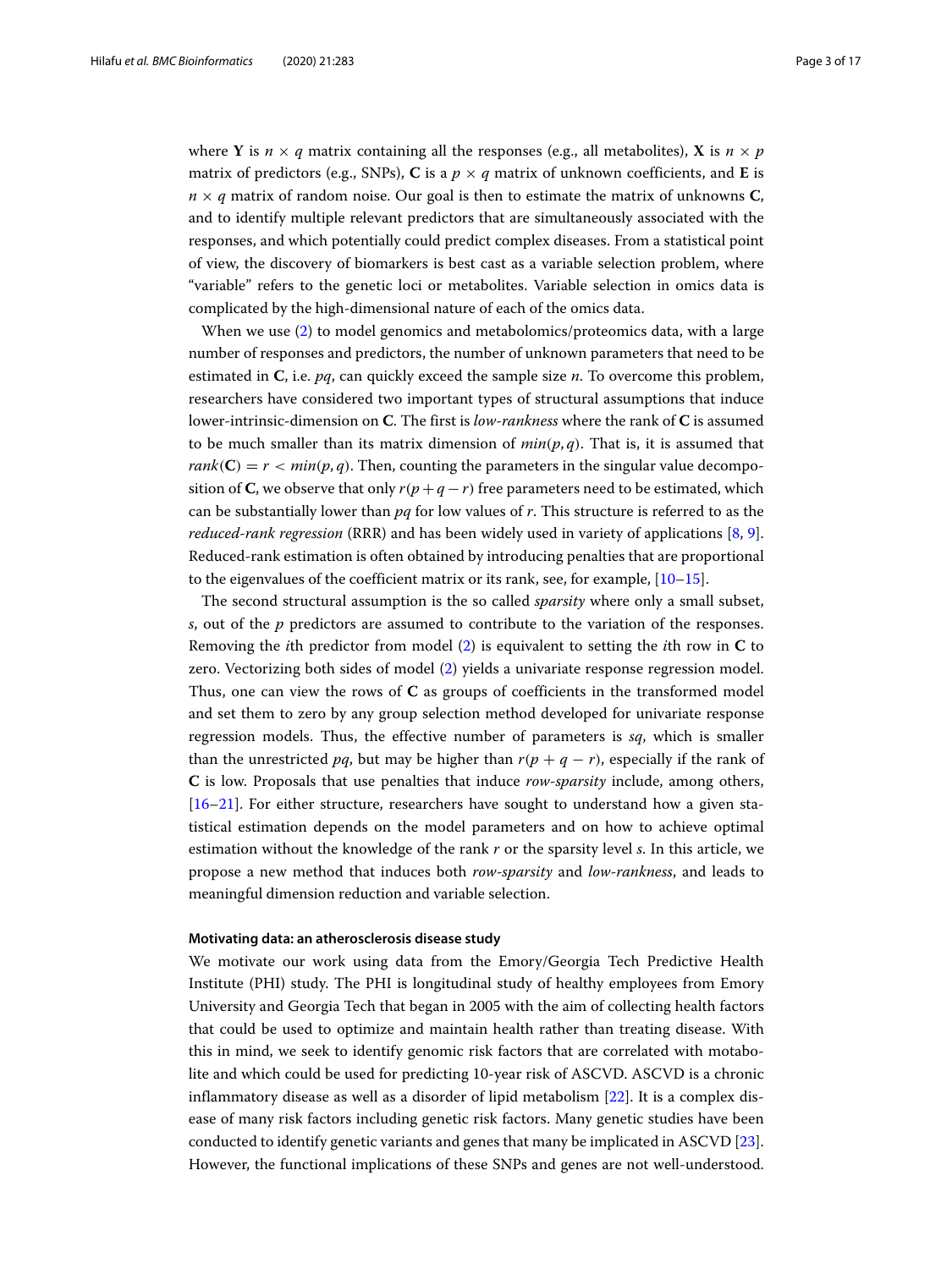where $\mathbf{Y}$ is $n \times q$ matrix containing all the responses (e.g., all metabolites), $\mathbf{X}$ is $n \times p$ matrix of predictors (e.g., SNPs), $\mathbf{C}$ is a $p \times q$ matrix of unknown coefficients, and $\mathbf{E}$ is $n \times q$ matrix of random noise. Our goal is then to estimate the matrix of unknowns $\mathbf{C}$, and to identify multiple relevant predictors that are simultaneously associated with the responses, and which potentially could predict complex diseases. From a statistical point of view, the discovery of biomarkers is best cast as a variable selection problem, where "variable" refers to the genetic loci or metabolites. Variable selection in omics data is complicated by the high-dimensional nature of each of the omics data.

When we use (2) to model genomics and metabolomics/proteomics data, with a large number of responses and predictors, the number of unknown parameters that need to be estimated in $\mathbf{C}$, i.e. $pq$, can quickly exceed the sample size $n$. To overcome this problem, researchers have considered two important types of structural assumptions that induce lower-intrinsic-dimension on $\mathbf{C}$. The first is *low-rankness* where the rank of $\mathbf{C}$ is assumed to be much smaller than its matrix dimension of $min(p, q)$. That is, it is assumed that $rank(\mathbf{C}) = r < min(p, q)$. Then, counting the parameters in the singular value decomposition of $\mathbf{C}$, we observe that only $r(p + q - r)$ free parameters need to be estimated, which can be substantially lower than $pq$ for low values of $r$. This structure is referred to as the *reduced-rank regression* (RRR) and has been widely used in variety of applications [8, 9]. Reduced-rank estimation is often obtained by introducing penalties that are proportional to the eigenvalues of the coefficient matrix or its rank, see, for example, [10–15].

The second structural assumption is the so called *sparsity* where only a small subset, $s$, out of the $p$ predictors are assumed to contribute to the variation of the responses. Removing the $i$th predictor from model (2) is equivalent to setting the $i$th row in $\mathbf{C}$ to zero. Vectorizing both sides of model (2) yields a univariate response regression model. Thus, one can view the rows of $\mathbf{C}$ as groups of coefficients in the transformed model and set them to zero by any group selection method developed for univariate response regression models. Thus, the effective number of parameters is $sq$, which is smaller than the unrestricted $pq$, but may be higher than $r(p + q - r)$, especially if the rank of $\mathbf{C}$ is low. Proposals that use penalties that induce *row-sparsity* include, among others, [16–21]. For either structure, researchers have sought to understand how a given statistical estimation depends on the model parameters and on how to achieve optimal estimation without the knowledge of the rank $r$ or the sparsity level $s$. In this article, we propose a new method that induces both *row-sparsity* and *low-rankness*, and leads to meaningful dimension reduction and variable selection.

#### Motivating data: an atherosclerosis disease study

We motivate our work using data from the Emory/Georgia Tech Predictive Health Institute (PHI) study. The PHI is longitudinal study of healthy employees from Emory University and Georgia Tech that began in 2005 with the aim of collecting health factors that could be used to optimize and maintain health rather than treating disease. With this in mind, we seek to identify genomic risk factors that are correlated with motabolite and which could be used for predicting 10-year risk of ASCVD. ASCVD is a chronic inflammatory disease as well as a disorder of lipid metabolism [22]. It is a complex disease of many risk factors including genetic risk factors. Many genetic studies have been conducted to identify genetic variants and genes that many be implicated in ASCVD [23]. However, the functional implications of these SNPs and genes are not well-understood.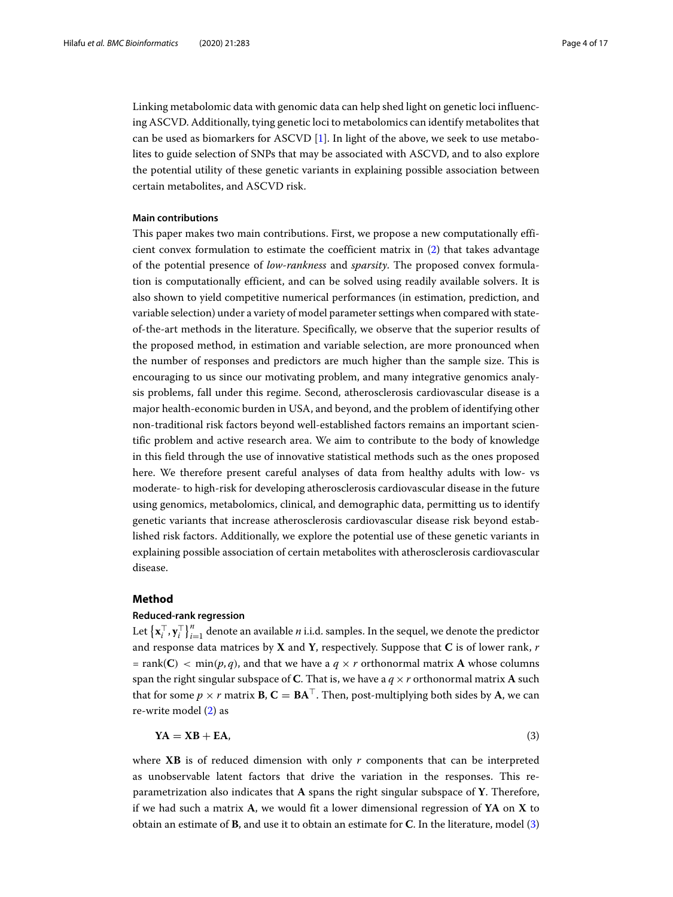Linking metabolomic data with genomic data can help shed light on genetic loci influencing ASCVD. Additionally, tying genetic loci to metabolomics can identify metabolites that can be used as biomarkers for ASCVD [1]. In light of the above, we seek to use metabolites to guide selection of SNPs that may be associated with ASCVD, and to also explore the potential utility of these genetic variants in explaining possible association between certain metabolites, and ASCVD risk.

### Main contributions

This paper makes two main contributions. First, we propose a new computationally efficient convex formulation to estimate the coefficient matrix in (2) that takes advantage of the potential presence of *low-rankness* and *sparsity*. The proposed convex formulation is computationally efficient, and can be solved using readily available solvers. It is also shown to yield competitive numerical performances (in estimation, prediction, and variable selection) under a variety of model parameter settings when compared with state-of-the-art methods in the literature. Specifically, we observe that the superior results of the proposed method, in estimation and variable selection, are more pronounced when the number of responses and predictors are much higher than the sample size. This is encouraging to us since our motivating problem, and many integrative genomics analysis problems, fall under this regime. Second, atherosclerosis cardiovascular disease is a major health-economic burden in USA, and beyond, and the problem of identifying other non-traditional risk factors beyond well-established factors remains an important scientific problem and active research area. We aim to contribute to the body of knowledge in this field through the use of innovative statistical methods such as the ones proposed here. We therefore present careful analyses of data from healthy adults with low- vs moderate- to high-risk for developing atherosclerosis cardiovascular disease in the future using genomics, metabolomics, clinical, and demographic data, permitting us to identify genetic variants that increase atherosclerosis cardiovascular disease risk beyond established risk factors. Additionally, we explore the potential use of these genetic variants in explaining possible association of certain metabolites with atherosclerosis cardiovascular disease.

## Method

### Reduced-rank regression

Let $\left\{\mathbf{x}_i^\top, \mathbf{y}_i^\top\right\}_{i=1}^{n}$ denote an available $n$ i.i.d. samples. In the sequel, we denote the predictor and response data matrices by $\mathbf{X}$ and $\mathbf{Y}$, respectively. Suppose that $\mathbf{C}$ is of lower rank, $r = \text{rank}(\mathbf{C}) < \min(p, q)$, and that we have a $q \times r$ orthonormal matrix $\mathbf{A}$ whose columns span the right singular subspace of $\mathbf{C}$. That is, we have a $q \times r$ orthonormal matrix $\mathbf{A}$ such that for some $p \times r$ matrix $\mathbf{B}$, $\mathbf{C} = \mathbf{B}\mathbf{A}^\top$. Then, post-multiplying both sides by $\mathbf{A}$, we can re-write model (2) as

$$\mathbf{Y}\mathbf{A} = \mathbf{X}\mathbf{B} + \mathbf{E}\mathbf{A}, \tag{3}$$

where $\mathbf{X}\mathbf{B}$ is of reduced dimension with only $r$ components that can be interpreted as unobservable latent factors that drive the variation in the responses. This re-parametrization also indicates that $\mathbf{A}$ spans the right singular subspace of $\mathbf{Y}$. Therefore, if we had such a matrix $\mathbf{A}$, we would fit a lower dimensional regression of $\mathbf{Y}\mathbf{A}$ on $\mathbf{X}$ to obtain an estimate of $\mathbf{B}$, and use it to obtain an estimate for $\mathbf{C}$. In the literature, model (3)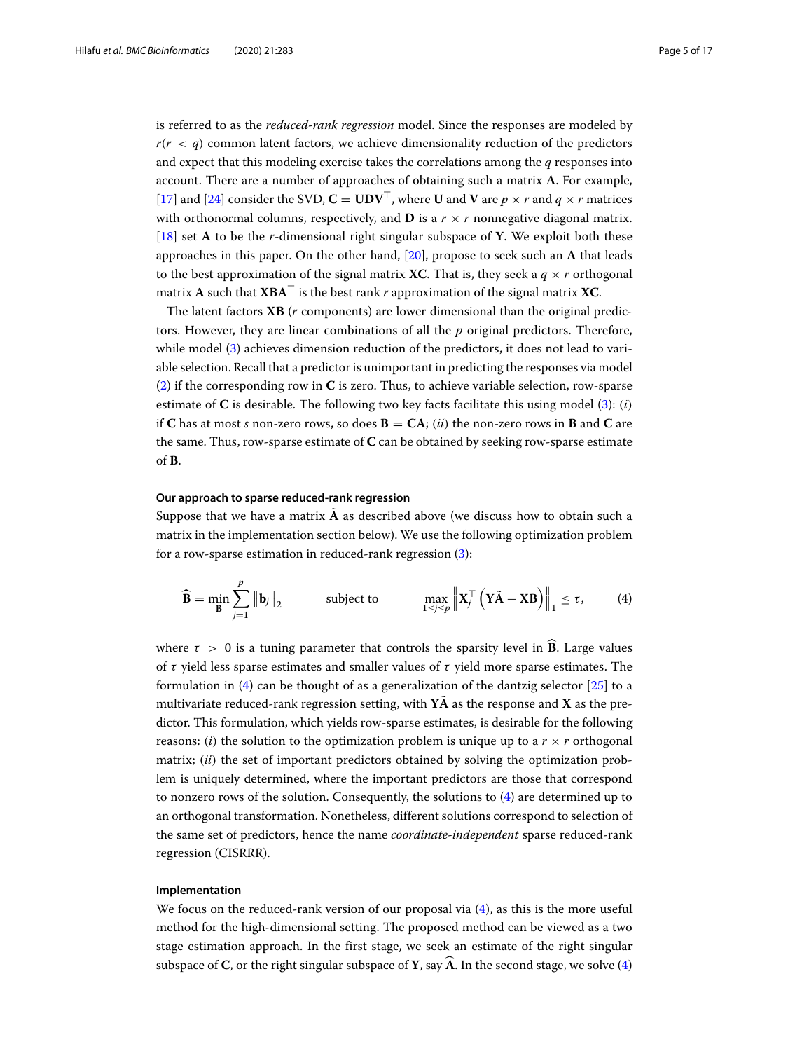is referred to as the *reduced-rank regression* model. Since the responses are modeled by $r(r < q)$ common latent factors, we achieve dimensionality reduction of the predictors and expect that this modeling exercise takes the correlations among the $q$ responses into account. There are a number of approaches of obtaining such a matrix $\mathbf{A}$. For example, [17] and [24] consider the SVD, $\mathbf{C} = \mathbf{U}\mathbf{D}\mathbf{V}^\top$, where $\mathbf{U}$ and $\mathbf{V}$ are $p \times r$ and $q \times r$ matrices with orthonormal columns, respectively, and $\mathbf{D}$ is a $r \times r$ nonnegative diagonal matrix. [18] set $\mathbf{A}$ to be the $r$-dimensional right singular subspace of $\mathbf{Y}$. We exploit both these approaches in this paper. On the other hand, [20], propose to seek such an $\mathbf{A}$ that leads to the best approximation of the signal matrix $\mathbf{XC}$. That is, they seek a $q \times r$ orthogonal matrix $\mathbf{A}$ such that $\mathbf{XBA}^\top$ is the best rank $r$ approximation of the signal matrix $\mathbf{XC}$.

The latent factors $\mathbf{XB}$ ($r$ components) are lower dimensional than the original predictors. However, they are linear combinations of all the $p$ original predictors. Therefore, while model (3) achieves dimension reduction of the predictors, it does not lead to variable selection. Recall that a predictor is unimportant in predicting the responses via model (2) if the corresponding row in $\mathbf{C}$ is zero. Thus, to achieve variable selection, row-sparse estimate of $\mathbf{C}$ is desirable. The following two key facts facilitate this using model (3): (*i*) if $\mathbf{C}$ has at most $s$ non-zero rows, so does $\mathbf{B} = \mathbf{CA}$; (*ii*) the non-zero rows in $\mathbf{B}$ and $\mathbf{C}$ are the same. Thus, row-sparse estimate of $\mathbf{C}$ can be obtained by seeking row-sparse estimate of $\mathbf{B}$.

### Our approach to sparse reduced-rank regression

Suppose that we have a matrix $\tilde{\mathbf{A}}$ as described above (we discuss how to obtain such a matrix in the implementation section below). We use the following optimization problem for a row-sparse estimation in reduced-rank regression (3):

$$\widehat{\mathbf{B}} = \min_{\mathbf{B}} \sum_{j=1}^{p} \left\|\mathbf{b}_j\right\|_2 \qquad \text{subject to} \qquad \max_{1 \le j \le p} \left\| \mathbf{X}_j^\top \left( \mathbf{Y}\tilde{\mathbf{A}} - \mathbf{XB} \right) \right\|_1 \le \tau, \tag{4}$$

where $\tau > 0$ is a tuning parameter that controls the sparsity level in $\widehat{\mathbf{B}}$. Large values of $\tau$ yield less sparse estimates and smaller values of $\tau$ yield more sparse estimates. The formulation in (4) can be thought of as a generalization of the dantzig selector [25] to a multivariate reduced-rank regression setting, with $\mathbf{Y}\tilde{\mathbf{A}}$ as the response and $\mathbf{X}$ as the predictor. This formulation, which yields row-sparse estimates, is desirable for the following reasons: (*i*) the solution to the optimization problem is unique up to a $r \times r$ orthogonal matrix; (*ii*) the set of important predictors obtained by solving the optimization problem is uniquely determined, where the important predictors are those that correspond to nonzero rows of the solution. Consequently, the solutions to (4) are determined up to an orthogonal transformation. Nonetheless, different solutions correspond to selection of the same set of predictors, hence the name *coordinate-independent* sparse reduced-rank regression (CISRRR).

### Implementation

We focus on the reduced-rank version of our proposal via (4), as this is the more useful method for the high-dimensional setting. The proposed method can be viewed as a two stage estimation approach. In the first stage, we seek an estimate of the right singular subspace of $\mathbf{C}$, or the right singular subspace of $\mathbf{Y}$, say $\widehat{\mathbf{A}}$. In the second stage, we solve (4)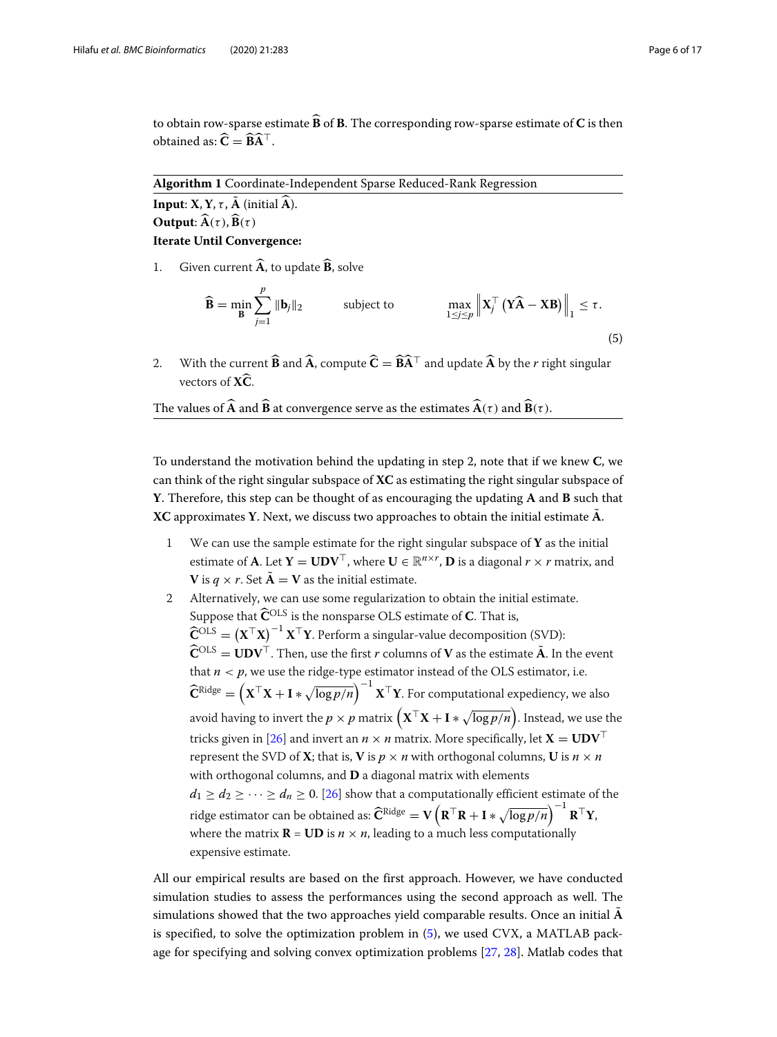to obtain row-sparse estimate $\widehat{\mathbf{B}}$ of $\mathbf{B}$. The corresponding row-sparse estimate of $\mathbf{C}$ is then obtained as: $\widehat{\mathbf{C}} = \widehat{\mathbf{B}}\widehat{\mathbf{A}}^\top$.

---

**Algorithm 1** Coordinate-Independent Sparse Reduced-Rank Regression

---

**Input**: $\mathbf{X}, \mathbf{Y}, \tau, \tilde{\mathbf{A}}$ (initial $\widehat{\mathbf{A}}$).

**Output**: $\widehat{\mathbf{A}}(\tau), \widehat{\mathbf{B}}(\tau)$

**Iterate Until Convergence:**

1. Given current $\widehat{\mathbf{A}}$, to update $\widehat{\mathbf{B}}$, solve

$$\widehat{\mathbf{B}} = \min_{\mathbf{B}} \sum_{j=1}^{p} \|\mathbf{b}_j\|_2 \qquad \text{subject to} \qquad \max_{1\le j\le p} \left\| \mathbf{X}_j^\top \left( \mathbf{Y}\widehat{\mathbf{A}} - \mathbf{X}\mathbf{B} \right) \right\|_1 \le \tau. \tag{5}$$

2. With the current $\widehat{\mathbf{B}}$ and $\widehat{\mathbf{A}}$, compute $\widehat{\mathbf{C}} = \widehat{\mathbf{B}}\widehat{\mathbf{A}}^\top$ and update $\widehat{\mathbf{A}}$ by the $r$ right singular vectors of $\mathbf{X}\widehat{\mathbf{C}}$.

The values of $\widehat{\mathbf{A}}$ and $\widehat{\mathbf{B}}$ at convergence serve as the estimates $\widehat{\mathbf{A}}(\tau)$ and $\widehat{\mathbf{B}}(\tau)$.

---

To understand the motivation behind the updating in step 2, note that if we knew $\mathbf{C}$, we can think of the right singular subspace of $\mathbf{XC}$ as estimating the right singular subspace of $\mathbf{Y}$. Therefore, this step can be thought of as encouraging the updating $\mathbf{A}$ and $\mathbf{B}$ such that $\mathbf{XC}$ approximates $\mathbf{Y}$. Next, we discuss two approaches to obtain the initial estimate $\tilde{\mathbf{A}}$.

1 We can use the sample estimate for the right singular subspace of $\mathbf{Y}$ as the initial estimate of $\mathbf{A}$. Let $\mathbf{Y} = \mathbf{UDV}^\top$, where $\mathbf{U} \in \mathbb{R}^{n\times r}$, $\mathbf{D}$ is a diagonal $r \times r$ matrix, and $\mathbf{V}$ is $q \times r$. Set $\tilde{\mathbf{A}} = \mathbf{V}$ as the initial estimate.

2 Alternatively, we can use some regularization to obtain the initial estimate. Suppose that $\widehat{\mathbf{C}}^{\text{OLS}}$ is the nonsparse OLS estimate of $\mathbf{C}$. That is, $\widehat{\mathbf{C}}^{\text{OLS}} = \left(\mathbf{X}^\top\mathbf{X}\right)^{-1}\mathbf{X}^\top\mathbf{Y}$. Perform a singular-value decomposition (SVD): $\widehat{\mathbf{C}}^{\text{OLS}} = \mathbf{UDV}^\top$. Then, use the first $r$ columns of $\mathbf{V}$ as the estimate $\tilde{\mathbf{A}}$. In the event that $n < p$, we use the ridge-type estimator instead of the OLS estimator, i.e. $\widehat{\mathbf{C}}^{\text{Ridge}} = \left(\mathbf{X}^\top\mathbf{X} + \mathbf{I} * \sqrt{\log p/n}\right)^{-1}\mathbf{X}^\top\mathbf{Y}$. For computational expediency, we also avoid having to invert the $p \times p$ matrix $\left(\mathbf{X}^\top\mathbf{X} + \mathbf{I} * \sqrt{\log p/n}\right)$. Instead, we use the tricks given in [26] and invert an $n \times n$ matrix. More specifically, let $\mathbf{X} = \mathbf{UDV}^\top$ represent the SVD of $\mathbf{X}$; that is, $\mathbf{V}$ is $p \times n$ with orthogonal columns, $\mathbf{U}$ is $n \times n$ with orthogonal columns, and $\mathbf{D}$ a diagonal matrix with elements $d_1 \ge d_2 \ge \cdots \ge d_n \ge 0$. [26] show that a computationally efficient estimate of the ridge estimator can be obtained as: $\widehat{\mathbf{C}}^{\text{Ridge}} = \mathbf{V}\left(\mathbf{R}^\top\mathbf{R} + \mathbf{I} * \sqrt{\log p/n}\right)^{-1}\mathbf{R}^\top\mathbf{Y}$, where the matrix $\mathbf{R} = \mathbf{UD}$ is $n \times n$, leading to a much less computationally expensive estimate.

All our empirical results are based on the first approach. However, we have conducted simulation studies to assess the performances using the second approach as well. The simulations showed that the two approaches yield comparable results. Once an initial $\tilde{\mathbf{A}}$ is specified, to solve the optimization problem in (5), we used CVX, a MATLAB package for specifying and solving convex optimization problems [27, 28]. Matlab codes that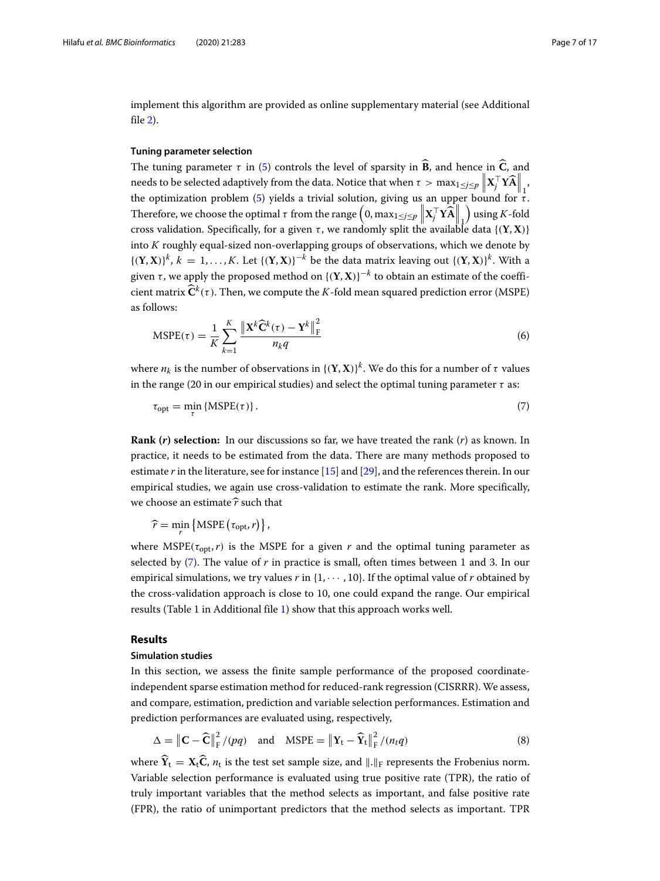implement this algorithm are provided as online supplementary material (see Additional file 2).

### Tuning parameter selection

The tuning parameter $\tau$ in (5) controls the level of sparsity in $\widehat{\mathbf{B}}$, and hence in $\widehat{\mathbf{C}}$, and needs to be selected adaptively from the data. Notice that when $\tau > \max_{1 \le j \le p} \left\| \mathbf{X}_j^\top \mathbf{Y} \widehat{\mathbf{A}} \right\|_1$, the optimization problem (5) yields a trivial solution, giving us an upper bound for $\tau$. Therefore, we choose the optimal $\tau$ from the range $\left(0, \max_{1 \le j \le p} \left\| \mathbf{X}_j^\top \mathbf{Y} \widehat{\mathbf{A}} \right\|_1\right)$ using $K$-fold cross validation. Specifically, for a given $\tau$, we randomly split the available data $\{(\mathbf{Y}, \mathbf{X})\}$ into $K$ roughly equal-sized non-overlapping groups of observations, which we denote by $\{(\mathbf{Y}, \mathbf{X})\}^k$, $k = 1, \ldots, K$. Let $\{(\mathbf{Y}, \mathbf{X})\}^{-k}$ be the data matrix leaving out $\{(\mathbf{Y}, \mathbf{X})\}^k$. With a given $\tau$, we apply the proposed method on $\{(\mathbf{Y}, \mathbf{X})\}^{-k}$ to obtain an estimate of the coefficient matrix $\widehat{\mathbf{C}}^k(\tau)$. Then, we compute the $K$-fold mean squared prediction error (MSPE) as follows:

$$\text{MSPE}(\tau) = \frac{1}{K} \sum_{k=1}^{K} \frac{\left\| \mathbf{X}^k \widehat{\mathbf{C}}^k(\tau) - \mathbf{Y}^k \right\|_{\text{F}}^2}{n_k q} \tag{6}$$

where $n_k$ is the number of observations in $\{(\mathbf{Y}, \mathbf{X})\}^k$. We do this for a number of $\tau$ values in the range (20 in our empirical studies) and select the optimal tuning parameter $\tau$ as:

$$\tau_{\text{opt}} = \min_{\tau} \{\text{MSPE}(\tau)\}. \tag{7}$$

**Rank ($r$) selection:** In our discussions so far, we have treated the rank ($r$) as known. In practice, it needs to be estimated from the data. There are many methods proposed to estimate $r$ in the literature, see for instance [15] and [29], and the references therein. In our empirical studies, we again use cross-validation to estimate the rank. More specifically, we choose an estimate $\widehat{r}$ such that

$$\widehat{r} = \min_{r} \left\{ \text{MSPE}\left(\tau_{\text{opt}}, r\right) \right\},$$

where $\text{MSPE}(\tau_{\text{opt}}, r)$ is the MSPE for a given $r$ and the optimal tuning parameter as selected by (7). The value of $r$ in practice is small, often times between 1 and 3. In our empirical simulations, we try values $r$ in $\{1, \cdots, 10\}$. If the optimal value of $r$ obtained by the cross-validation approach is close to 10, one could expand the range. Our empirical results (Table 1 in Additional file 1) show that this approach works well.

## Results

### Simulation studies

In this section, we assess the finite sample performance of the proposed coordinate-independent sparse estimation method for reduced-rank regression (CISRRR). We assess, and compare, estimation, prediction and variable selection performances. Estimation and prediction performances are evaluated using, respectively,

$$\Delta = \left\| \mathbf{C} - \widehat{\mathbf{C}} \right\|_{\text{F}}^2 / (pq) \quad \text{and} \quad \text{MSPE} = \left\| \mathbf{Y}_{\text{t}} - \widehat{\mathbf{Y}}_{\text{t}} \right\|_{\text{F}}^2 / (n_t q) \tag{8}$$

where $\widehat{\mathbf{Y}}_{\text{t}} = \mathbf{X}_{\text{t}} \widehat{\mathbf{C}}$, $n_{\text{t}}$ is the test set sample size, and $\|.\|_{\text{F}}$ represents the Frobenius norm. Variable selection performance is evaluated using true positive rate (TPR), the ratio of truly important variables that the method selects as important, and false positive rate (FPR), the ratio of unimportant predictors that the method selects as important. TPR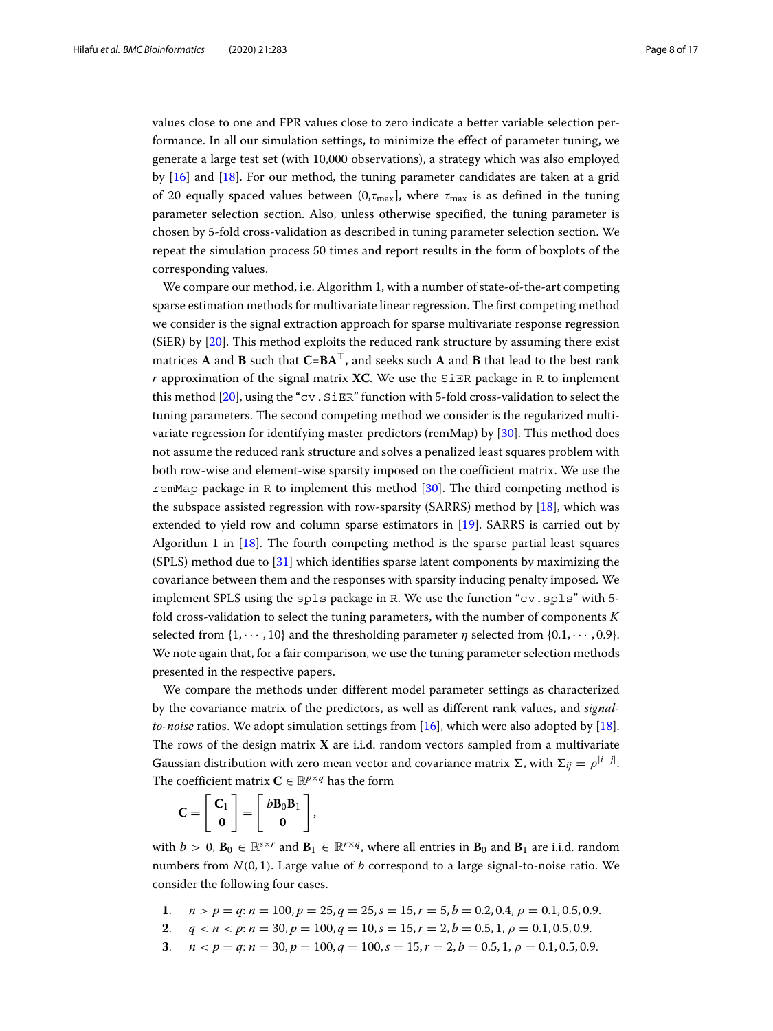values close to one and FPR values close to zero indicate a better variable selection performance. In all our simulation settings, to minimize the effect of parameter tuning, we generate a large test set (with 10,000 observations), a strategy which was also employed by [16] and [18]. For our method, the tuning parameter candidates are taken at a grid of 20 equally spaced values between $(0,\tau_{\max}]$, where $\tau_{\max}$ is as defined in the tuning parameter selection section. Also, unless otherwise specified, the tuning parameter is chosen by 5-fold cross-validation as described in tuning parameter selection section. We repeat the simulation process 50 times and report results in the form of boxplots of the corresponding values.

We compare our method, i.e. Algorithm 1, with a number of state-of-the-art competing sparse estimation methods for multivariate linear regression. The first competing method we consider is the signal extraction approach for sparse multivariate response regression (SiER) by [20]. This method exploits the reduced rank structure by assuming there exist matrices $\mathbf{A}$ and $\mathbf{B}$ such that $\mathbf{C}=\mathbf{B}\mathbf{A}^{\top}$, and seeks such $\mathbf{A}$ and $\mathbf{B}$ that lead to the best rank $r$ approximation of the signal matrix $\mathbf{XC}$. We use the `SiER` package in `R` to implement this method [20], using the "`cv.SiER`" function with 5-fold cross-validation to select the tuning parameters. The second competing method we consider is the regularized multivariate regression for identifying master predictors (remMap) by [30]. This method does not assume the reduced rank structure and solves a penalized least squares problem with both row-wise and element-wise sparsity imposed on the coefficient matrix. We use the `remMap` package in `R` to implement this method [30]. The third competing method is the subspace assisted regression with row-sparsity (SARRS) method by [18], which was extended to yield row and column sparse estimators in [19]. SARRS is carried out by Algorithm 1 in [18]. The fourth competing method is the sparse partial least squares (SPLS) method due to [31] which identifies sparse latent components by maximizing the covariance between them and the responses with sparsity inducing penalty imposed. We implement SPLS using the `spls` package in `R`. We use the function "`cv.spls`" with 5-fold cross-validation to select the tuning parameters, with the number of components $K$ selected from $\{1, \cdots, 10\}$ and the thresholding parameter $\eta$ selected from $\{0.1, \cdots, 0.9\}$. We note again that, for a fair comparison, we use the tuning parameter selection methods presented in the respective papers.

We compare the methods under different model parameter settings as characterized by the covariance matrix of the predictors, as well as different rank values, and *signal-to-noise* ratios. We adopt simulation settings from [16], which were also adopted by [18]. The rows of the design matrix $\mathbf{X}$ are i.i.d. random vectors sampled from a multivariate Gaussian distribution with zero mean vector and covariance matrix $\Sigma$, with $\Sigma_{ij} = \rho^{|i-j|}$. The coefficient matrix $\mathbf{C} \in \mathbb{R}^{p\times q}$ has the form

$$\mathbf{C} = \begin{bmatrix} \mathbf{C}_1 \\ \mathbf{0} \end{bmatrix} = \begin{bmatrix} b\mathbf{B}_0\mathbf{B}_1 \\ \mathbf{0} \end{bmatrix},$$

with $b > 0$, $\mathbf{B}_0 \in \mathbb{R}^{s\times r}$ and $\mathbf{B}_1 \in \mathbb{R}^{r\times q}$, where all entries in $\mathbf{B}_0$ and $\mathbf{B}_1$ are i.i.d. random numbers from $N(0,1)$. Large value of $b$ correspond to a large signal-to-noise ratio. We consider the following four cases.

1. $n > p = q$: $n = 100, p = 25, q = 25, s = 15, r = 5, b = 0.2, 0.4,\ \rho = 0.1, 0.5, 0.9$.
2. $q < n < p$: $n = 30, p = 100, q = 10, s = 15, r = 2, b = 0.5, 1,\ \rho = 0.1, 0.5, 0.9$.
3. $n < p = q$: $n = 30, p = 100, q = 100, s = 15, r = 2, b = 0.5, 1,\ \rho = 0.1, 0.5, 0.9$.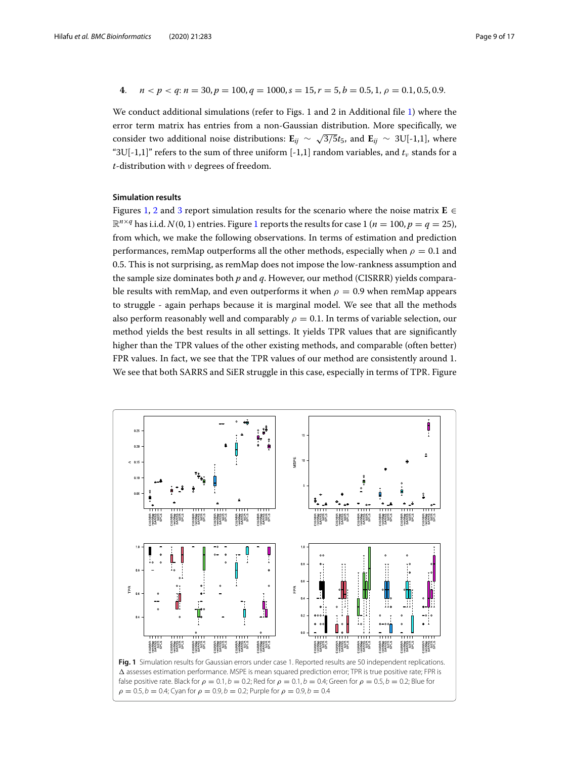**4**. $n < p < q$: $n = 30, p = 100, q = 1000, s = 15, r = 5, b = 0.5, 1, \rho = 0.1, 0.5, 0.9$.

We conduct additional simulations (refer to Figs. 1 and 2 in Additional file 1) where the error term matrix has entries from a non-Gaussian distribution. More specifically, we consider two additional noise distributions: $\mathbf{E}_{ij} \sim \sqrt{3/5}t_5$, and $\mathbf{E}_{ij} \sim$ 3U[-1,1], where "3U[-1,1]" refers to the sum of three uniform [-1,1] random variables, and $t_\nu$ stands for a $t$-distribution with $\nu$ degrees of freedom.

### Simulation results

Figures 1, 2 and 3 report simulation results for the scenario where the noise matrix $\mathbf{E} \in \mathbb{R}^{n \times q}$ has i.i.d. $N(0, 1)$ entries. Figure 1 reports the results for case 1 ($n = 100, p = q = 25$), from which, we make the following observations. In terms of estimation and prediction performances, remMap outperforms all the other methods, especially when $\rho = 0.1$ and 0.5. This is not surprising, as remMap does not impose the low-rankness assumption and the sample size dominates both $p$ and $q$. However, our method (CISRRR) yields comparable results with remMap, and even outperforms it when $\rho = 0.9$ when remMap appears to struggle - again perhaps because it is marginal model. We see that all the methods also perform reasonably well and comparably $\rho = 0.1$. In terms of variable selection, our method yields the best results in all settings. It yields TPR values that are significantly higher than the TPR values of the other existing methods, and comparable (often better) FPR values. In fact, we see that the TPR values of our method are consistently around 1. We see that both SARRS and SiER struggle in this case, especially in terms of TPR. Figure

**Fig. 1** Simulation results for Gaussian errors under case 1. Reported results are 50 independent replications. $\Delta$ assesses estimation performance. MSPE is mean squared prediction error; TPR is true positive rate; FPR is false positive rate. Black for $\rho = 0.1, b = 0.2$; Red for $\rho = 0.1, b = 0.4$; Green for $\rho = 0.5, b = 0.2$; Blue for $\rho = 0.5, b = 0.4$; Cyan for $\rho = 0.9, b = 0.2$; Purple for $\rho = 0.9, b = 0.4$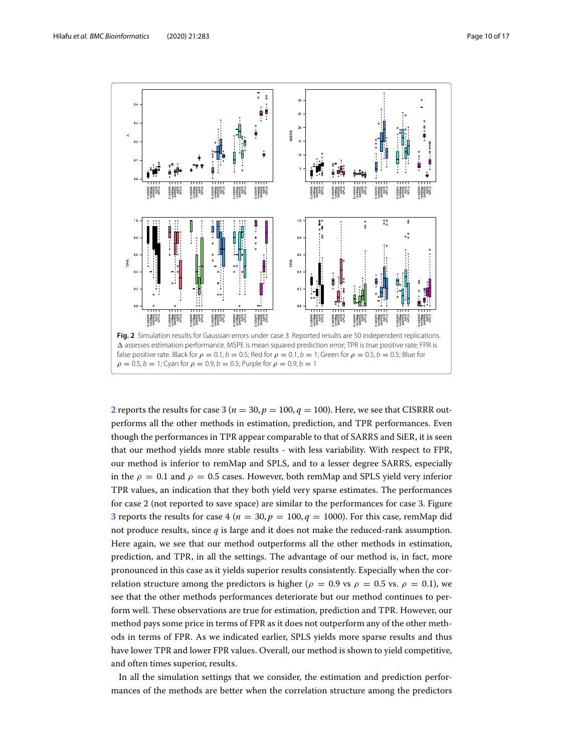**Fig. 2** Simulation results for Gaussian errors under case 3. Reported results are 50 independent replications. $\Delta$ assesses estimation performance. MSPE is mean squared prediction error; TPR is true positive rate; FPR is false positive rate. Black for $\rho = 0.1, b = 0.5$; Red for $\rho = 0.1, b = 1$; Green for $\rho = 0.5, b = 0.5$; Blue for $\rho = 0.5, b = 1$; Cyan for $\rho = 0.9, b = 0.5$; Purple for $\rho = 0.9, b = 1$

2 reports the results for case 3 ($n = 30, p = 100, q = 100$). Here, we see that CISRRR outperforms all the other methods in estimation, prediction, and TPR performances. Even though the performances in TPR appear comparable to that of SARRS and SiER, it is seen that our method yields more stable results - with less variability. With respect to FPR, our method is inferior to remMap and SPLS, and to a lesser degree SARRS, especially in the $\rho = 0.1$ and $\rho = 0.5$ cases. However, both remMap and SPLS yield very inferior TPR values, an indication that they both yield very sparse estimates. The performances for case 2 (not reported to save space) are similar to the performances for case 3. Figure 3 reports the results for case 4 ($n = 30, p = 100, q = 1000$). For this case, remMap did not produce results, since $q$ is large and it does not make the reduced-rank assumption. Here again, we see that our method outperforms all the other methods in estimation, prediction, and TPR, in all the settings. The advantage of our method is, in fact, more pronounced in this case as it yields superior results consistently. Especially when the correlation structure among the predictors is higher ($\rho = 0.9$ vs $\rho = 0.5$ vs. $\rho = 0.1$), we see that the other methods performances deteriorate but our method continues to perform well. These observations are true for estimation, prediction and TPR. However, our method pays some price in terms of FPR as it does not outperform any of the other methods in terms of FPR. As we indicated earlier, SPLS yields more sparse results and thus have lower TPR and lower FPR values. Overall, our method is shown to yield competitive, and often times superior, results.

In all the simulation settings that we consider, the estimation and prediction performances of the methods are better when the correlation structure among the predictors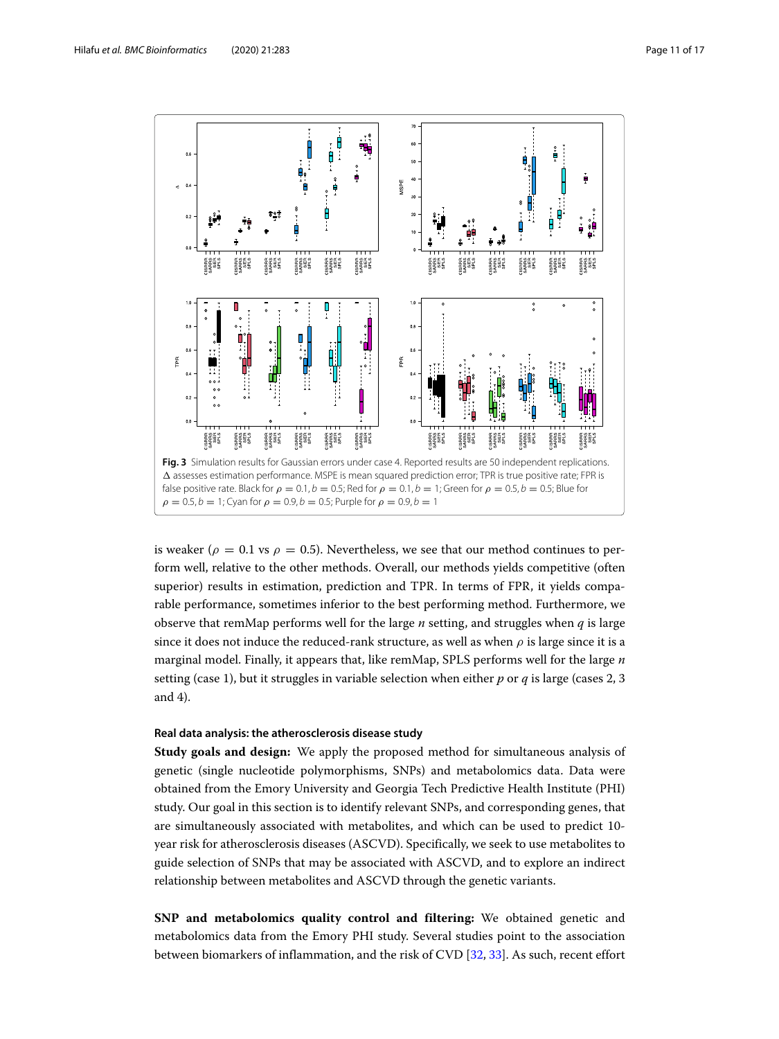**Fig. 3** Simulation results for Gaussian errors under case 4. Reported results are 50 independent replications. $\Delta$ assesses estimation performance. MSPE is mean squared prediction error; TPR is true positive rate; FPR is false positive rate. Black for $\rho = 0.1, b = 0.5$; Red for $\rho = 0.1, b = 1$; Green for $\rho = 0.5, b = 0.5$; Blue for $\rho = 0.5, b = 1$; Cyan for $\rho = 0.9, b = 0.5$; Purple for $\rho = 0.9, b = 1$

is weaker ($\rho = 0.1$ vs $\rho = 0.5$). Nevertheless, we see that our method continues to perform well, relative to the other methods. Overall, our methods yields competitive (often superior) results in estimation, prediction and TPR. In terms of FPR, it yields comparable performance, sometimes inferior to the best performing method. Furthermore, we observe that remMap performs well for the large $n$ setting, and struggles when $q$ is large since it does not induce the reduced-rank structure, as well as when $\rho$ is large since it is a marginal model. Finally, it appears that, like remMap, SPLS performs well for the large $n$ setting (case 1), but it struggles in variable selection when either $p$ or $q$ is large (cases 2, 3 and 4).

#### Real data analysis: the atherosclerosis disease study

**Study goals and design:** We apply the proposed method for simultaneous analysis of genetic (single nucleotide polymorphisms, SNPs) and metabolomics data. Data were obtained from the Emory University and Georgia Tech Predictive Health Institute (PHI) study. Our goal in this section is to identify relevant SNPs, and corresponding genes, that are simultaneously associated with metabolites, and which can be used to predict 10-year risk for atherosclerosis diseases (ASCVD). Specifically, we seek to use metabolites to guide selection of SNPs that may be associated with ASCVD, and to explore an indirect relationship between metabolites and ASCVD through the genetic variants.

**SNP and metabolomics quality control and filtering:** We obtained genetic and metabolomics data from the Emory PHI study. Several studies point to the association between biomarkers of inflammation, and the risk of CVD [32, 33]. As such, recent effort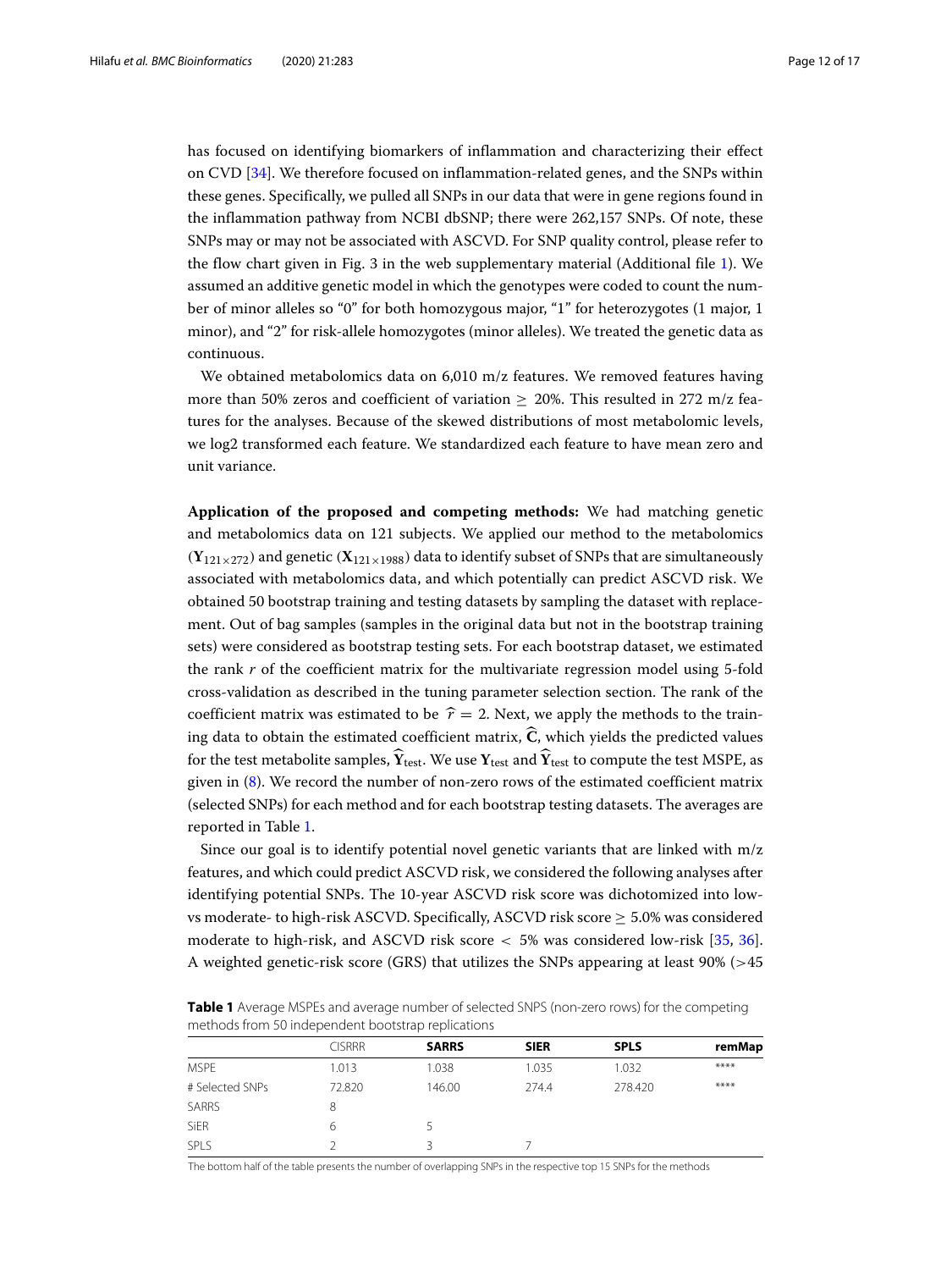has focused on identifying biomarkers of inflammation and characterizing their effect on CVD [34]. We therefore focused on inflammation-related genes, and the SNPs within these genes. Specifically, we pulled all SNPs in our data that were in gene regions found in the inflammation pathway from NCBI dbSNP; there were 262,157 SNPs. Of note, these SNPs may or may not be associated with ASCVD. For SNP quality control, please refer to the flow chart given in Fig. 3 in the web supplementary material (Additional file 1). We assumed an additive genetic model in which the genotypes were coded to count the number of minor alleles so "0" for both homozygous major, "1" for heterozygotes (1 major, 1 minor), and "2" for risk-allele homozygotes (minor alleles). We treated the genetic data as continuous.

We obtained metabolomics data on 6,010 m/z features. We removed features having more than 50% zeros and coefficient of variation $\geq$ 20%. This resulted in 272 m/z features for the analyses. Because of the skewed distributions of most metabolomic levels, we log2 transformed each feature. We standardized each feature to have mean zero and unit variance.

**Application of the proposed and competing methods:** We had matching genetic and metabolomics data on 121 subjects. We applied our method to the metabolomics ($\mathbf{Y}_{121\times 272}$) and genetic ($\mathbf{X}_{121\times 1988}$) data to identify subset of SNPs that are simultaneously associated with metabolomics data, and which potentially can predict ASCVD risk. We obtained 50 bootstrap training and testing datasets by sampling the dataset with replacement. Out of bag samples (samples in the original data but not in the bootstrap training sets) were considered as bootstrap testing sets. For each bootstrap dataset, we estimated the rank $r$ of the coefficient matrix for the multivariate regression model using 5-fold cross-validation as described in the tuning parameter selection section. The rank of the coefficient matrix was estimated to be $\widehat{r} = 2$. Next, we apply the methods to the training data to obtain the estimated coefficient matrix, $\widehat{\mathbf{C}}$, which yields the predicted values for the test metabolite samples, $\widehat{\mathbf{Y}}_{\text{test}}$. We use $\mathbf{Y}_{\text{test}}$ and $\widehat{\mathbf{Y}}_{\text{test}}$ to compute the test MSPE, as given in (8). We record the number of non-zero rows of the estimated coefficient matrix (selected SNPs) for each method and for each bootstrap testing datasets. The averages are reported in Table 1.

Since our goal is to identify potential novel genetic variants that are linked with m/z features, and which could predict ASCVD risk, we considered the following analyses after identifying potential SNPs. The 10-year ASCVD risk score was dichotomized into low- vs moderate- to high-risk ASCVD. Specifically, ASCVD risk score $\geq$ 5.0% was considered moderate to high-risk, and ASCVD risk score $<$ 5% was considered low-risk [35, 36]. A weighted genetic-risk score (GRS) that utilizes the SNPs appearing at least 90% (>45

**Table 1** Average MSPEs and average number of selected SNPS (non-zero rows) for the competing methods from 50 independent bootstrap replications

| | CISRRR | SARRS | SIER | SPLS | remMap |
|---|---|---|---|---|---|
| MSPE | 1.013 | 1.038 | 1.035 | 1.032 | **** |
| # Selected SNPs | 72.820 | 146.00 | 274.4 | 278.420 | **** |
| SARRS | 8 | | | | |
| SiER | 6 | 5 | | | |
| SPLS | 2 | 3 | 7 | | |

The bottom half of the table presents the number of overlapping SNPs in the respective top 15 SNPs for the methods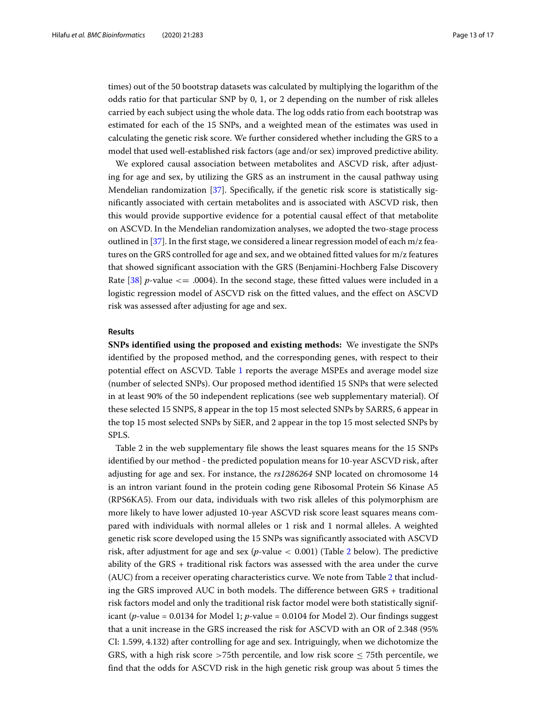times) out of the 50 bootstrap datasets was calculated by multiplying the logarithm of the odds ratio for that particular SNP by 0, 1, or 2 depending on the number of risk alleles carried by each subject using the whole data. The log odds ratio from each bootstrap was estimated for each of the 15 SNPs, and a weighted mean of the estimates was used in calculating the genetic risk score. We further considered whether including the GRS to a model that used well-established risk factors (age and/or sex) improved predictive ability.

We explored causal association between metabolites and ASCVD risk, after adjusting for age and sex, by utilizing the GRS as an instrument in the causal pathway using Mendelian randomization [37]. Specifically, if the genetic risk score is statistically significantly associated with certain metabolites and is associated with ASCVD risk, then this would provide supportive evidence for a potential causal effect of that metabolite on ASCVD. In the Mendelian randomization analyses, we adopted the two-stage process outlined in [37]. In the first stage, we considered a linear regression model of each m/z features on the GRS controlled for age and sex, and we obtained fitted values for m/z features that showed significant association with the GRS (Benjamini-Hochberg False Discovery Rate [38] $p$-value $<= .0004$). In the second stage, these fitted values were included in a logistic regression model of ASCVD risk on the fitted values, and the effect on ASCVD risk was assessed after adjusting for age and sex.

## Results

**SNPs identified using the proposed and existing methods:** We investigate the SNPs identified by the proposed method, and the corresponding genes, with respect to their potential effect on ASCVD. Table 1 reports the average MSPEs and average model size (number of selected SNPs). Our proposed method identified 15 SNPs that were selected in at least 90% of the 50 independent replications (see web supplementary material). Of these selected 15 SNPS, 8 appear in the top 15 most selected SNPs by SARRS, 6 appear in the top 15 most selected SNPs by SiER, and 2 appear in the top 15 most selected SNPs by SPLS.

Table 2 in the web supplementary file shows the least squares means for the 15 SNPs identified by our method - the predicted population means for 10-year ASCVD risk, after adjusting for age and sex. For instance, the *rs1286264* SNP located on chromosome 14 is an intron variant found in the protein coding gene Ribosomal Protein S6 Kinase A5 (RPS6KA5). From our data, individuals with two risk alleles of this polymorphism are more likely to have lower adjusted 10-year ASCVD risk score least squares means compared with individuals with normal alleles or 1 risk and 1 normal alleles. A weighted genetic risk score developed using the 15 SNPs was significantly associated with ASCVD risk, after adjustment for age and sex ($p$-value $< 0.001$) (Table 2 below). The predictive ability of the GRS + traditional risk factors was assessed with the area under the curve (AUC) from a receiver operating characteristics curve. We note from Table 2 that including the GRS improved AUC in both models. The difference between GRS + traditional risk factors model and only the traditional risk factor model were both statistically significant ($p$-value = 0.0134 for Model 1; $p$-value = 0.0104 for Model 2). Our findings suggest that a unit increase in the GRS increased the risk for ASCVD with an OR of 2.348 (95% CI: 1.599, 4.132) after controlling for age and sex. Intriguingly, when we dichotomize the GRS, with a high risk score $>$75th percentile, and low risk score $\leq$ 75th percentile, we find that the odds for ASCVD risk in the high genetic risk group was about 5 times the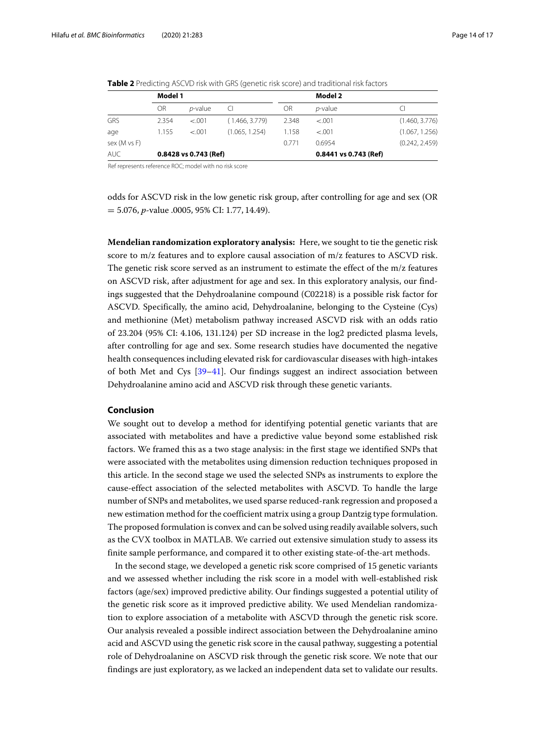**Table 2** Predicting ASCVD risk with GRS (genetic risk score) and traditional risk factors

| | Model 1 | | | Model 2 | | |
|---|---|---|---|---|---|---|
| | OR | *p*-value | CI | OR | *p*-value | CI |
| GRS | 2.354 | <.001 | (1.466, 3.779) | 2.348 | <.001 | (1.460, 3.776) |
| age | 1.155 | <.001 | (1.065, 1.254) | 1.158 | <.001 | (1.067, 1.256) |
| sex (M vs F) | | | | 0.771 | 0.6954 | (0.242, 2.459) |
| AUC | **0.8428 vs 0.743 (Ref)** | | | **0.8441 vs 0.743 (Ref)** | | |

Ref represents reference ROC; model with no risk score

odds for ASCVD risk in the low genetic risk group, after controlling for age and sex (OR = 5.076, *p*-value .0005, 95% CI: 1.77, 14.49).

**Mendelian randomization exploratory analysis:** Here, we sought to tie the genetic risk score to m/z features and to explore causal association of m/z features to ASCVD risk. The genetic risk score served as an instrument to estimate the effect of the m/z features on ASCVD risk, after adjustment for age and sex. In this exploratory analysis, our findings suggested that the Dehydroalanine compound (C02218) is a possible risk factor for ASCVD. Specifically, the amino acid, Dehydroalanine, belonging to the Cysteine (Cys) and methionine (Met) metabolism pathway increased ASCVD risk with an odds ratio of 23.204 (95% CI: 4.106, 131.124) per SD increase in the log2 predicted plasma levels, after controlling for age and sex. Some research studies have documented the negative health consequences including elevated risk for cardiovascular diseases with high-intakes of both Met and Cys [39–41]. Our findings suggest an indirect association between Dehydroalanine amino acid and ASCVD risk through these genetic variants.

## Conclusion

We sought out to develop a method for identifying potential genetic variants that are associated with metabolites and have a predictive value beyond some established risk factors. We framed this as a two stage analysis: in the first stage we identified SNPs that were associated with the metabolites using dimension reduction techniques proposed in this article. In the second stage we used the selected SNPs as instruments to explore the cause-effect association of the selected metabolites with ASCVD. To handle the large number of SNPs and metabolites, we used sparse reduced-rank regression and proposed a new estimation method for the coefficient matrix using a group Dantzig type formulation. The proposed formulation is convex and can be solved using readily available solvers, such as the CVX toolbox in MATLAB. We carried out extensive simulation study to assess its finite sample performance, and compared it to other existing state-of-the-art methods.

In the second stage, we developed a genetic risk score comprised of 15 genetic variants and we assessed whether including the risk score in a model with well-established risk factors (age/sex) improved predictive ability. Our findings suggested a potential utility of the genetic risk score as it improved predictive ability. We used Mendelian randomization to explore association of a metabolite with ASCVD through the genetic risk score. Our analysis revealed a possible indirect association between the Dehydroalanine amino acid and ASCVD using the genetic risk score in the causal pathway, suggesting a potential role of Dehydroalanine on ASCVD risk through the genetic risk score. We note that our findings are just exploratory, as we lacked an independent data set to validate our results.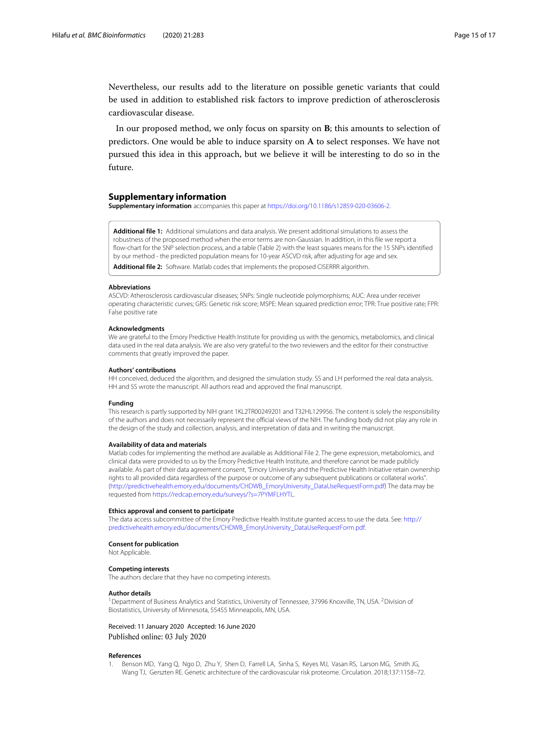Nevertheless, our results add to the literature on possible genetic variants that could be used in addition to established risk factors to improve prediction of atherosclerosis cardiovascular disease.

In our proposed method, we only focus on sparsity on **B**; this amounts to selection of predictors. One would be able to induce sparsity on **A** to select responses. We have not pursued this idea in this approach, but we believe it will be interesting to do so in the future.

## Supplementary information

**Supplementary information** accompanies this paper at https://doi.org/10.1186/s12859-020-03606-2.

**Additional file 1:** Additional simulations and data analysis. We present additional simulations to assess the robustness of the proposed method when the error terms are non-Gaussian. In addition, in this file we report a flow-chart for the SNP selection process, and a table (Table 2) with the least squares means for the 15 SNPs identified by our method - the predicted population means for 10-year ASCVD risk, after adjusting for age and sex.

**Additional file 2:** Software. Matlab codes that implements the proposed CISERRR algorithm.

#### Abbreviations

ASCVD: Atherosclerosis cardiovascular diseases; SNPs: Single nucleotide polymorphisms; AUC: Area under receiver operating characteristic curves; GRS: Genetic risk score; MSPE: Mean squared prediction error; TPR: True positive rate; FPR: False positive rate

#### Acknowledgments

We are grateful to the Emory Predictive Health Institute for providing us with the genomics, metabolomics, and clinical data used in the real data analysis. We are also very grateful to the two reviewers and the editor for their constructive comments that greatly improved the paper.

#### Authors' contributions

HH conceived, deduced the algorithm, and designed the simulation study. SS and LH performed the real data analysis. HH and SS wrote the manuscript. All authors read and approved the final manuscript.

#### Funding

This research is partly supported by NIH grant 1KL2TR00249201 and T32HL129956. The content is solely the responsibility of the authors and does not necessarily represent the official views of the NIH. The funding body did not play any role in the design of the study and collection, analysis, and interpretation of data and in writing the manuscript.

#### Availability of data and materials

Matlab codes for implementing the method are available as Additional File 2. The gene expression, metabolomics, and clinical data were provided to us by the Emory Predictive Health Institute, and therefore cannot be made publicly available. As part of their data agreement consent, "Emory University and the Predictive Health Initiative retain ownership rights to all provided data regardless of the purpose or outcome of any subsequent publications or collateral works". (http://predictivehealth.emory.edu/documents/CHDWB_EmoryUniversity_DataUseRequestForm.pdf) The data may be requested from https://redcap.emory.edu/surveys/?s=7PYMFLHYTL.

#### Ethics approval and consent to participate

The data access subcommittee of the Emory Predictive Health Institute granted access to use the data. See: http://predictivehealth.emory.edu/documents/CHDWB_EmoryUniversity_DataUseRequestForm.pdf.

#### Consent for publication

Not Applicable.

#### Competing interests

The authors declare that they have no competing interests.

#### Author details

[1]Department of Business Analytics and Statistics, University of Tennessee, 37996 Knoxville, TN, USA. [2]Division of Biostatistics, University of Minnesota, 55455 Minneapolis, MN, USA.

Received: 11 January 2020 Accepted: 16 June 2020
Published online: 03 July 2020

#### References

1. Benson MD, Yang Q, Ngo D, Zhu Y, Shen D, Farrell LA, Sinha S, Keyes MJ, Vasan RS, Larson MG, Smith JG, Wang TJ, Gerszten RE. Genetic architecture of the cardiovascular risk proteome. Circulation. 2018;137:1158–72.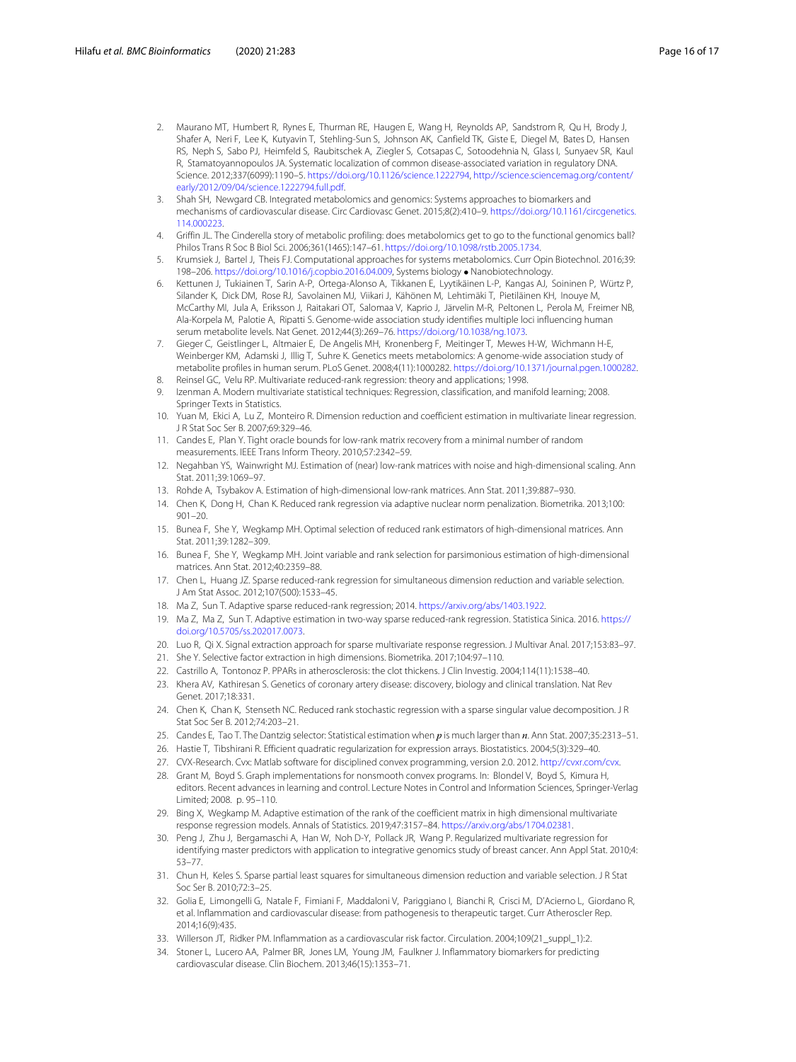2. Maurano MT, Humbert R, Rynes E, Thurman RE, Haugen E, Wang H, Reynolds AP, Sandstrom R, Qu H, Brody J, Shafer A, Neri F, Lee K, Kutyavin T, Stehling-Sun S, Johnson AK, Canfield TK, Giste E, Diegel M, Bates D, Hansen RS, Neph S, Sabo PJ, Heimfeld S, Raubitschek A, Ziegler S, Cotsapas C, Sotoodehnia N, Glass I, Sunyaev SR, Kaul R, Stamatoyannopoulos JA. Systematic localization of common disease-associated variation in regulatory DNA. Science. 2012;337(6099):1190–5. https://doi.org/10.1126/science.1222794, http://science.sciencemag.org/content/early/2012/09/04/science.1222794.full.pdf.
3. Shah SH, Newgard CB. Integrated metabolomics and genomics: Systems approaches to biomarkers and mechanisms of cardiovascular disease. Circ Cardiovasc Genet. 2015;8(2):410–9. https://doi.org/10.1161/circgenetics.114.000223.
4. Griffin JL. The Cinderella story of metabolic profiling: does metabolomics get to go to the functional genomics ball? Philos Trans R Soc B Biol Sci. 2006;361(1465):147–61. https://doi.org/10.1098/rstb.2005.1734.
5. Krumsiek J, Bartel J, Theis FJ. Computational approaches for systems metabolomics. Curr Opin Biotechnol. 2016;39: 198–206. https://doi.org/10.1016/j.copbio.2016.04.009, Systems biology • Nanobiotechnology.
6. Kettunen J, Tukiainen T, Sarin A-P, Ortega-Alonso A, Tikkanen E, Lyytikäinen L-P, Kangas AJ, Soininen P, Würtz P, Silander K, Dick DM, Rose RJ, Savolainen MJ, Viikari J, Kähönen M, Lehtimäki T, Pietiläinen KH, Inouye M, McCarthy MI, Jula A, Eriksson J, Raitakari OT, Salomaa V, Kaprio J, Järvelin M-R, Peltonen L, Perola M, Freimer NB, Ala-Korpela M, Palotie A, Ripatti S. Genome-wide association study identifies multiple loci influencing human serum metabolite levels. Nat Genet. 2012;44(3):269–76. https://doi.org/10.1038/ng.1073.
7. Gieger C, Geistlinger L, Altmaier E, De Angelis MH, Kronenberg F, Meitinger T, Mewes H-W, Wichmann H-E, Weinberger KM, Adamski J, Illig T, Suhre K. Genetics meets metabolomics: A genome-wide association study of metabolite profiles in human serum. PLoS Genet. 2008;4(11):1000282. https://doi.org/10.1371/journal.pgen.1000282.
8. Reinsel GC, Velu RP. Multivariate reduced-rank regression: theory and applications; 1998.
9. Izenman A. Modern multivariate statistical techniques: Regression, classification, and manifold learning; 2008. Springer Texts in Statistics.
10. Yuan M, Ekici A, Lu Z, Monteiro R. Dimension reduction and coefficient estimation in multivariate linear regression. J R Stat Soc Ser B. 2007;69:329–46.
11. Candes E, Plan Y. Tight oracle bounds for low-rank matrix recovery from a minimal number of random measurements. IEEE Trans Inform Theory. 2010;57:2342–59.
12. Negahban YS, Wainwright MJ. Estimation of (near) low-rank matrices with noise and high-dimensional scaling. Ann Stat. 2011;39:1069–97.
13. Rohde A, Tsybakov A. Estimation of high-dimensional low-rank matrices. Ann Stat. 2011;39:887–930.
14. Chen K, Dong H, Chan K. Reduced rank regression via adaptive nuclear norm penalization. Biometrika. 2013;100: 901–20.
15. Bunea F, She Y, Wegkamp MH. Optimal selection of reduced rank estimators of high-dimensional matrices. Ann Stat. 2011;39:1282–309.
16. Bunea F, She Y, Wegkamp MH. Joint variable and rank selection for parsimonious estimation of high-dimensional matrices. Ann Stat. 2012;40:2359–88.
17. Chen L, Huang JZ. Sparse reduced-rank regression for simultaneous dimension reduction and variable selection. J Am Stat Assoc. 2012;107(500):1533–45.
18. Ma Z, Sun T. Adaptive sparse reduced-rank regression; 2014. https://arxiv.org/abs/1403.1922.
19. Ma Z, Ma Z, Sun T. Adaptive estimation in two-way sparse reduced-rank regression. Statistica Sinica. 2016. https://doi.org/10.5705/ss.202017.0073.
20. Luo R, Qi X. Signal extraction approach for sparse multivariate response regression. J Multivar Anal. 2017;153:83–97.
21. She Y. Selective factor extraction in high dimensions. Biometrika. 2017;104:97–110.
22. Castrillo A, Tontonoz P. PPARs in atherosclerosis: the clot thickens. J Clin Investig. 2004;114(11):1538–40.
23. Khera AV, Kathiresan S. Genetics of coronary artery disease: discovery, biology and clinical translation. Nat Rev Genet. 2017;18:331.
24. Chen K, Chan K, Stenseth NC. Reduced rank stochastic regression with a sparse singular value decomposition. J R Stat Soc Ser B. 2012;74:203–21.
25. Candes E, Tao T. The Dantzig selector: Statistical estimation when $p$ is much larger than $n$. Ann Stat. 2007;35:2313–51.
26. Hastie T, Tibshirani R. Efficient quadratic regularization for expression arrays. Biostatistics. 2004;5(3):329–40.
27. CVX-Research. Cvx: Matlab software for disciplined convex programming, version 2.0. 2012. http://cvxr.com/cvx.
28. Grant M, Boyd S. Graph implementations for nonsmooth convex programs. In: Blondel V, Boyd S, Kimura H, editors. Recent advances in learning and control. Lecture Notes in Control and Information Sciences, Springer-Verlag Limited; 2008. p. 95–110.
29. Bing X, Wegkamp M. Adaptive estimation of the rank of the coefficient matrix in high dimensional multivariate response regression models. Annals of Statistics. 2019;47:3157–84. https://arxiv.org/abs/1704.02381.
30. Peng J, Zhu J, Bergamaschi A, Han W, Noh D-Y, Pollack JR, Wang P. Regularized multivariate regression for identifying master predictors with application to integrative genomics study of breast cancer. Ann Appl Stat. 2010;4: 53–77.
31. Chun H, Keles S. Sparse partial least squares for simultaneous dimension reduction and variable selection. J R Stat Soc Ser B. 2010;72:3–25.
32. Golia E, Limongelli G, Natale F, Fimiani F, Maddaloni V, Pariggiano I, Bianchi R, Crisci M, D'Acierno L, Giordano R, et al. Inflammation and cardiovascular disease: from pathogenesis to therapeutic target. Curr Atheroscler Rep. 2014;16(9):435.
33. Willerson JT, Ridker PM. Inflammation as a cardiovascular risk factor. Circulation. 2004;109(21_suppl_1):2.
34. Stoner L, Lucero AA, Palmer BR, Jones LM, Young JM, Faulkner J. Inflammatory biomarkers for predicting cardiovascular disease. Clin Biochem. 2013;46(15):1353–71.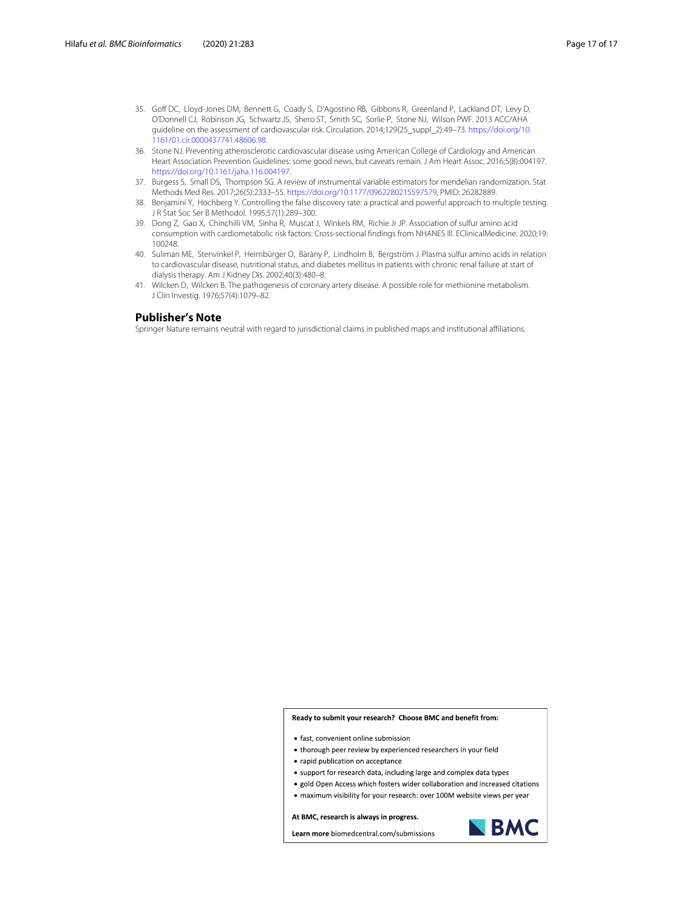35. Goff DC, Lloyd-Jones DM, Bennett G, Coady S, D'Agostino RB, Gibbons R, Greenland P, Lackland DT, Levy D, O'Donnell CJ, Robinson JG, Schwartz JS, Shero ST, Smith SC, Sorlie P, Stone NJ, Wilson PWF. 2013 ACC/AHA guideline on the assessment of cardiovascular risk. Circulation. 2014;129(25_suppl_2):49–73. https://doi.org/10.1161/01.cir.0000437741.48606.98.
36. Stone NJ. Preventing atherosclerotic cardiovascular disease using American College of Cardiology and American Heart Association Prevention Guidelines: some good news, but caveats remain. J Am Heart Assoc. 2016;5(8):004197. https://doi.org/10.1161/jaha.116.004197.
37. Burgess S, Small DS, Thompson SG. A review of instrumental variable estimators for mendelian randomization. Stat Methods Med Res. 2017;26(5):2333–55. https://doi.org/10.1177/0962280215597579, PMID: 26282889.
38. Benjamini Y, Hochberg Y. Controlling the false discovery rate: a practical and powerful approach to multiple testing. J R Stat Soc Ser B Methodol. 1995;57(1):289–300.
39. Dong Z, Gao X, Chinchilli VM, Sinha R, Muscat J, Winkels RM, Richie Jr JP. Association of sulfur amino acid consumption with cardiometabolic risk factors: Cross-sectional findings from NHANES III. EClinicalMedicine. 2020;19: 100248.
40. Suliman ME, Stenvinkel P, Heimbürger O, Bàràny P, Lindholm B, Bergström J. Plasma sulfur amino acids in relation to cardiovascular disease, nutritional status, and diabetes mellitus in patients with chronic renal failure at start of dialysis therapy. Am J Kidney Dis. 2002;40(3):480–8.
41. Wilcken D, Wilcken B. The pathogenesis of coronary artery disease. A possible role for methionine metabolism. J Clin Investig. 1976;57(4):1079–82.

## Publisher's Note

Springer Nature remains neutral with regard to jurisdictional claims in published maps and institutional affiliations.

**Ready to submit your research? Choose BMC and benefit from:**

- fast, convenient online submission
- thorough peer review by experienced researchers in your field
- rapid publication on acceptance
- support for research data, including large and complex data types
- gold Open Access which fosters wider collaboration and increased citations
- maximum visibility for your research: over 100M website views per year

**At BMC, research is always in progress.**

**Learn more** biomedcentral.com/submissions

BMC